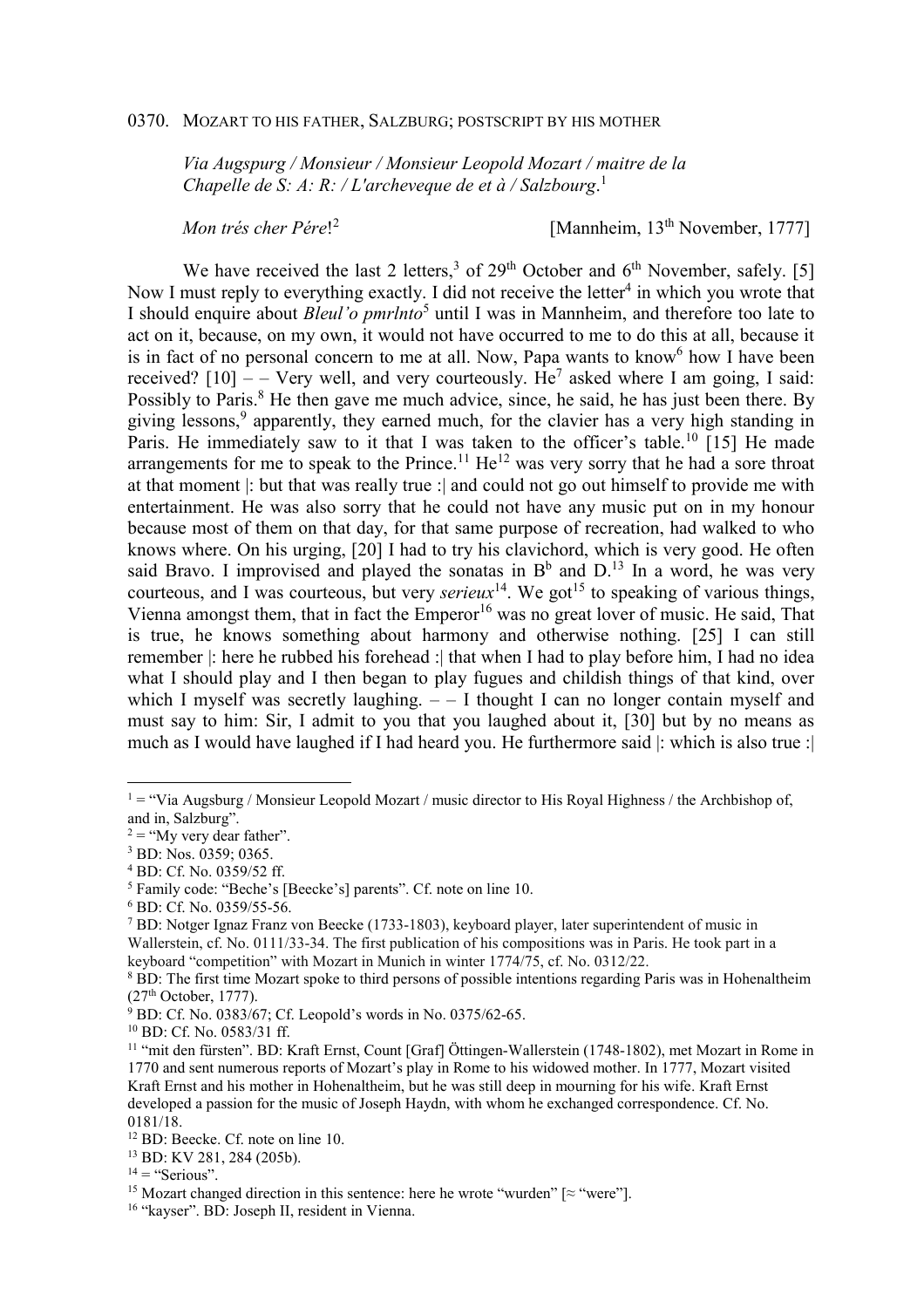0370. MOZART TO HIS FATHER, SALZBURG; POSTSCRIPT BY HIS MOTHER

*Via Augspurg / Monsieur / Monsieur Leopold Mozart / maitre de la Chapelle de S: A: R: / L'archeveque de et à / Salzbourg*.[1]

*Mon trés cher Pére*![2] [Mannheim, 13th November, 1777]

We have received the last 2 letters,[3] of 29th October and 6th November, safely. [5] Now I must reply to everything exactly. I did not receive the letter[4] in which you wrote that I should enquire about *Bleul'o pmrlnto*[5] until I was in Mannheim, and therefore too late to act on it, because, on my own, it would not have occurred to me to do this at all, because it is in fact of no personal concern to me at all. Now, Papa wants to know[6] how I have been received? [10] – – Very well, and very courteously. He[7] asked where I am going, I said: Possibly to Paris.[8] He then gave me much advice, since, he said, he has just been there. By giving lessons,[9] apparently, they earned much, for the clavier has a very high standing in Paris. He immediately saw to it that I was taken to the officer's table.[10] [15] He made arrangements for me to speak to the Prince.[11] He[12] was very sorry that he had a sore throat at that moment |: but that was really true :| and could not go out himself to provide me with entertainment. He was also sorry that he could not have any music put on in my honour because most of them on that day, for that same purpose of recreation, had walked to who knows where. On his urging, [20] I had to try his clavichord, which is very good. He often said Bravo. I improvised and played the sonatas in B♭ and D.[13] In a word, he was very courteous, and I was courteous, but very *serieux*[14]. We got[15] to speaking of various things, Vienna amongst them, that in fact the Emperor[16] was no great lover of music. He said, That is true, he knows something about harmony and otherwise nothing. [25] I can still remember |: here he rubbed his forehead :| that when I had to play before him, I had no idea what I should play and I then began to play fugues and childish things of that kind, over which I myself was secretly laughing. – – I thought I can no longer contain myself and must say to him: Sir, I admit to you that you laughed about it, [30] but by no means as much as I would have laughed if I had heard you. He furthermore said |: which is also true :|

---

[1] = "Via Augsburg / Monsieur Leopold Mozart / music director to His Royal Highness / the Archbishop of, and in, Salzburg".

[2] = "My very dear father".

[3] BD: Nos. 0359; 0365.

[4] BD: Cf. No. 0359/52 ff.

[5] Family code: "Beche's [Beecke's] parents". Cf. note on line 10.

[6] BD: Cf. No. 0359/55-56.

[7] BD: Notger Ignaz Franz von Beecke (1733-1803), keyboard player, later superintendent of music in Wallerstein, cf. No. 0111/33-34. The first publication of his compositions was in Paris. He took part in a keyboard "competition" with Mozart in Munich in winter 1774/75, cf. No. 0312/22.

[8] BD: The first time Mozart spoke to third persons of possible intentions regarding Paris was in Hohenaltheim (27th October, 1777).

[9] BD: Cf. No. 0383/67; Cf. Leopold's words in No. 0375/62-65.

[10] BD: Cf. No. 0583/31 ff.

[11] "mit den fürsten". BD: Kraft Ernst, Count [Graf] Öttingen-Wallerstein (1748-1802), met Mozart in Rome in 1770 and sent numerous reports of Mozart's play in Rome to his widowed mother. In 1777, Mozart visited Kraft Ernst and his mother in Hohenaltheim, but he was still deep in mourning for his wife. Kraft Ernst developed a passion for the music of Joseph Haydn, with whom he exchanged correspondence. Cf. No. 0181/18.

[12] BD: Beecke. Cf. note on line 10.

[13] BD: KV 281, 284 (205b).

[14] = "Serious".

[15] Mozart changed direction in this sentence: here he wrote "wurden" [≈ "were"].

[16] "kayser". BD: Joseph II, resident in Vienna.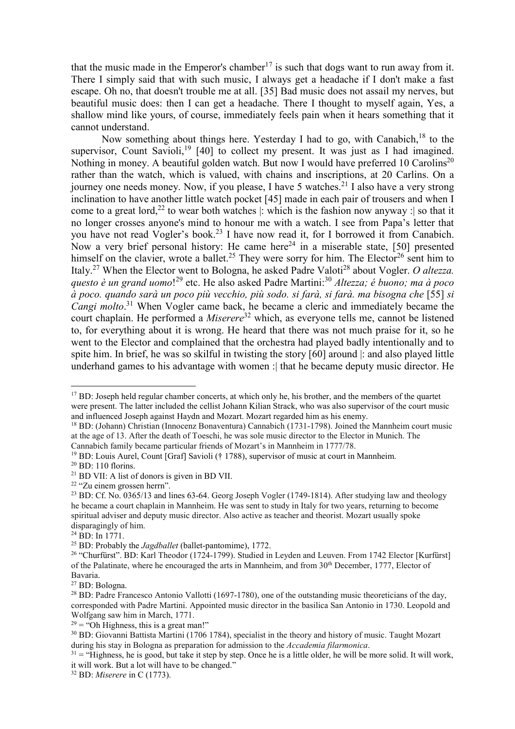that the music made in the Emperor's chamber[17] is such that dogs want to run away from it. There I simply said that with such music, I always get a headache if I don't make a fast escape. Oh no, that doesn't trouble me at all. [35] Bad music does not assail my nerves, but beautiful music does: then I can get a headache. There I thought to myself again, Yes, a shallow mind like yours, of course, immediately feels pain when it hears something that it cannot understand.

Now something about things here. Yesterday I had to go, with Canabich,[18] to the supervisor, Count Savioli,[19] [40] to collect my present. It was just as I had imagined. Nothing in money. A beautiful golden watch. But now I would have preferred 10 Carolins[20] rather than the watch, which is valued, with chains and inscriptions, at 20 Carlins. On a journey one needs money. Now, if you please, I have 5 watches.[21] I also have a very strong inclination to have another little watch pocket [45] made in each pair of trousers and when I come to a great lord,[22] to wear both watches |: which is the fashion now anyway :| so that it no longer crosses anyone's mind to honour me with a watch. I see from Papa's letter that you have not read Vogler's book.[23] I have now read it, for I borrowed it from Canabich. Now a very brief personal history: He came here[24] in a miserable state, [50] presented himself on the clavier, wrote a ballet.[25] They were sorry for him. The Elector[26] sent him to Italy.[27] When the Elector went to Bologna, he asked Padre Valoti[28] about Vogler. *O altezza. questo è un grand uomo*![29] etc. He also asked Padre Martini:[30] *Altezza; é buono; ma à poco à poco. quando sarà un poco più vecchio, più sodo. si farà, si farà. ma bisogna che* [55] *si Cangi molto*.[31] When Vogler came back, he became a cleric and immediately became the court chaplain. He performed a *Miserere*[32] which, as everyone tells me, cannot be listened to, for everything about it is wrong. He heard that there was not much praise for it, so he went to the Elector and complained that the orchestra had played badly intentionally and to spite him. In brief, he was so skilful in twisting the story [60] around |: and also played little underhand games to his advantage with women :| that he became deputy music director. He

---

[17] BD: Joseph held regular chamber concerts, at which only he, his brother, and the members of the quartet were present. The latter included the cellist Johann Kilian Strack, who was also supervisor of the court music and influenced Joseph against Haydn and Mozart. Mozart regarded him as his enemy.

[18] BD: (Johann) Christian (Innocenz Bonaventura) Cannabich (1731-1798). Joined the Mannheim court music at the age of 13. After the death of Toeschi, he was sole music director to the Elector in Munich. The Cannabich family became particular friends of Mozart's in Mannheim in 1777/78.

[19] BD: Louis Aurel, Count [Graf] Savioli († 1788), supervisor of music at court in Mannheim.

[20] BD: 110 florins.

[21] BD VII: A list of donors is given in BD VII.

[22] "Zu einem grossen herrn".

[23] BD: Cf. No. 0365/13 and lines 63-64. Georg Joseph Vogler (1749-1814). After studying law and theology he became a court chaplain in Mannheim. He was sent to study in Italy for two years, returning to become spiritual adviser and deputy music director. Also active as teacher and theorist. Mozart usually spoke disparagingly of him.

[24] BD: In 1771.

[25] BD: Probably the *Jagdballet* (ballet-pantomime), 1772.

[26] "Churfürst". BD: Karl Theodor (1724-1799). Studied in Leyden and Leuven. From 1742 Elector [Kurfürst] of the Palatinate, where he encouraged the arts in Mannheim, and from 30th December, 1777, Elector of Bavaria.

[27] BD: Bologna.

[28] BD: Padre Francesco Antonio Vallotti (1697-1780), one of the outstanding music theoreticians of the day, corresponded with Padre Martini. Appointed music director in the basilica San Antonio in 1730. Leopold and Wolfgang saw him in March, 1771.

[29] = "Oh Highness, this is a great man!"

[30] BD: Giovanni Battista Martini (1706 1784), specialist in the theory and history of music. Taught Mozart during his stay in Bologna as preparation for admission to the *Accademia filarmonica*.

[31] = "Highness, he is good, but take it step by step. Once he is a little older, he will be more solid. It will work, it will work. But a lot will have to be changed."

[32] BD: *Miserere* in C (1773).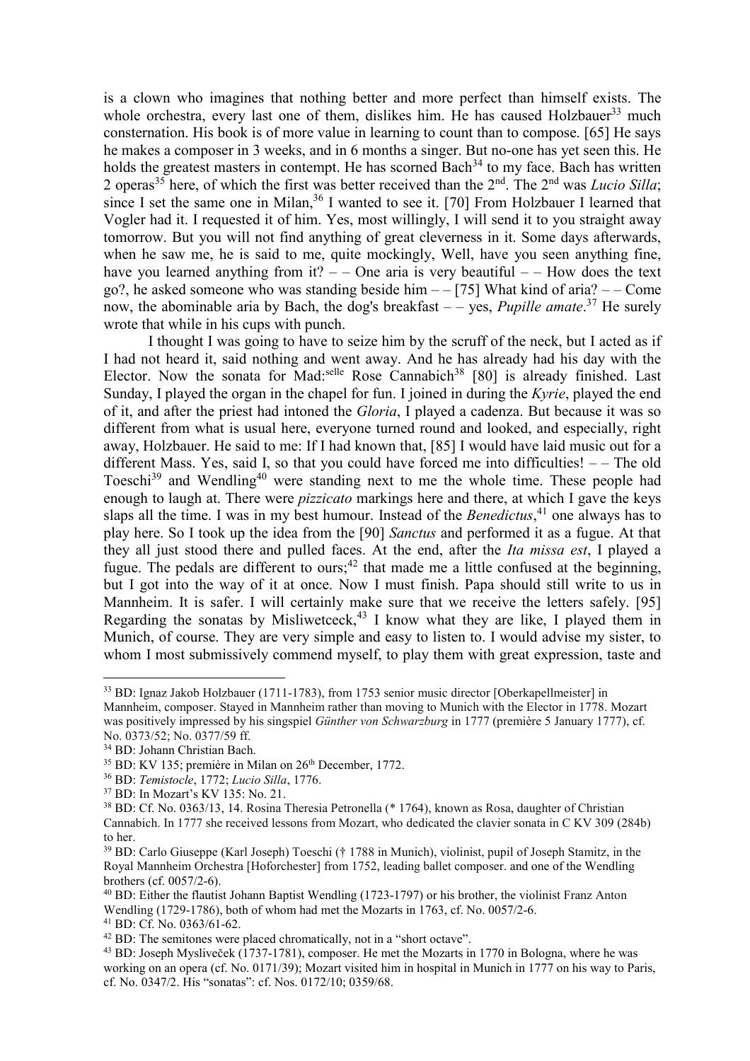is a clown who imagines that nothing better and more perfect than himself exists. The whole orchestra, every last one of them, dislikes him. He has caused Holzbauer[33] much consternation. His book is of more value in learning to count than to compose. [65] He says he makes a composer in 3 weeks, and in 6 months a singer. But no-one has yet seen this. He holds the greatest masters in contempt. He has scorned Bach[34] to my face. Bach has written 2 operas[35] here, of which the first was better received than the 2nd. The 2nd was *Lucio Silla*; since I set the same one in Milan,[36] I wanted to see it. [70] From Holzbauer I learned that Vogler had it. I requested it of him. Yes, most willingly, I will send it to you straight away tomorrow. But you will not find anything of great cleverness in it. Some days afterwards, when he saw me, he is said to me, quite mockingly, Well, have you seen anything fine, have you learned anything from it? – – One aria is very beautiful – – How does the text go?, he asked someone who was standing beside him – – [75] What kind of aria? – – Come now, the abominable aria by Bach, the dog's breakfast – – yes, *Pupille amate*.[37] He surely wrote that while in his cups with punch.

I thought I was going to have to seize him by the scruff of the neck, but I acted as if I had not heard it, said nothing and went away. And he has already had his day with the Elector. Now the sonata for Mad:selle Rose Cannabich[38] [80] is already finished. Last Sunday, I played the organ in the chapel for fun. I joined in during the *Kyrie*, played the end of it, and after the priest had intoned the *Gloria*, I played a cadenza. But because it was so different from what is usual here, everyone turned round and looked, and especially, right away, Holzbauer. He said to me: If I had known that, [85] I would have laid music out for a different Mass. Yes, said I, so that you could have forced me into difficulties! – – The old Toeschi[39] and Wendling[40] were standing next to me the whole time. These people had enough to laugh at. There were *pizzicato* markings here and there, at which I gave the keys slaps all the time. I was in my best humour. Instead of the *Benedictus*,[41] one always has to play here. So I took up the idea from the [90] *Sanctus* and performed it as a fugue. At that they all just stood there and pulled faces. At the end, after the *Ita missa est*, I played a fugue. The pedals are different to ours;[42] that made me a little confused at the beginning, but I got into the way of it at once. Now I must finish. Papa should still write to us in Mannheim. It is safer. I will certainly make sure that we receive the letters safely. [95] Regarding the sonatas by Misliwetceck,[43] I know what they are like, I played them in Munich, of course. They are very simple and easy to listen to. I would advise my sister, to whom I most submissively commend myself, to play them with great expression, taste and

---

[33] BD: Ignaz Jakob Holzbauer (1711-1783), from 1753 senior music director [Oberkapellmeister] in Mannheim, composer. Stayed in Mannheim rather than moving to Munich with the Elector in 1778. Mozart was positively impressed by his singspiel *Günther von Schwarzburg* in 1777 (première 5 January 1777), cf. No. 0373/52; No. 0377/59 ff.

[34] BD: Johann Christian Bach.

[35] BD: KV 135; première in Milan on 26th December, 1772.

[36] BD: *Temistocle*, 1772; *Lucio Silla*, 1776.

[37] BD: In Mozart's KV 135: No. 21.

[38] BD: Cf. No. 0363/13, 14. Rosina Theresia Petronella (* 1764), known as Rosa, daughter of Christian Cannabich. In 1777 she received lessons from Mozart, who dedicated the clavier sonata in C KV 309 (284b) to her.

[39] BD: Carlo Giuseppe (Karl Joseph) Toeschi († 1788 in Munich), violinist, pupil of Joseph Stamitz, in the Royal Mannheim Orchestra [Hoforchester] from 1752, leading ballet composer. and one of the Wendling brothers (cf. 0057/2-6).

[40] BD: Either the flautist Johann Baptist Wendling (1723-1797) or his brother, the violinist Franz Anton Wendling (1729-1786), both of whom had met the Mozarts in 1763, cf. No. 0057/2-6.

[41] BD: Cf. No. 0363/61-62.

[42] BD: The semitones were placed chromatically, not in a "short octave".

[43] BD: Joseph Mysliveček (1737-1781), composer. He met the Mozarts in 1770 in Bologna, where he was working on an opera (cf. No. 0171/39); Mozart visited him in hospital in Munich in 1777 on his way to Paris, cf. No. 0347/2. His "sonatas": cf. Nos. 0172/10; 0359/68.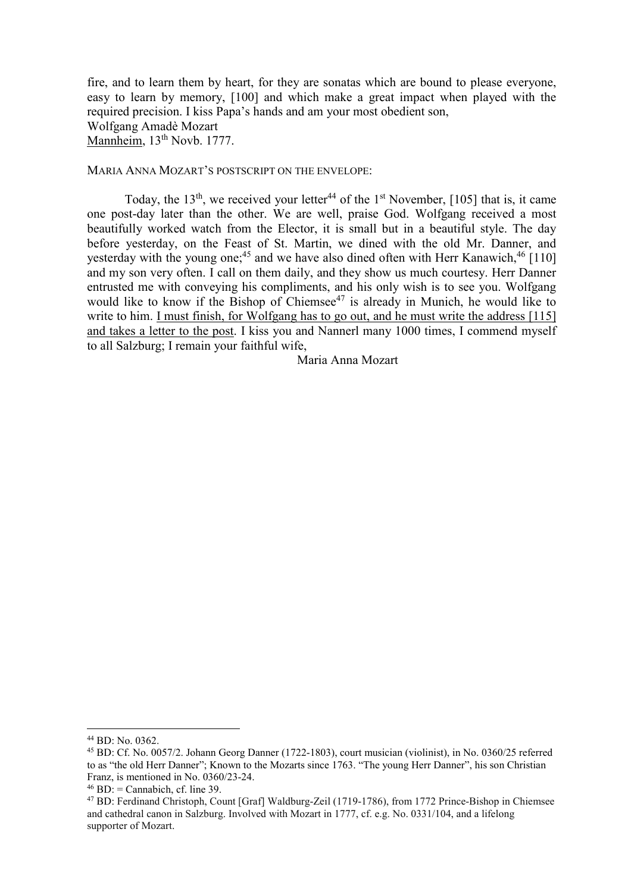fire, and to learn them by heart, for they are sonatas which are bound to please everyone, easy to learn by memory, [100] and which make a great impact when played with the required precision. I kiss Papa's hands and am your most obedient son,
Wolfgang Amadè Mozart
Mannheim, 13th Novb. 1777.

MARIA ANNA MOZART'S POSTSCRIPT ON THE ENVELOPE:

Today, the 13th, we received your letter[44] of the 1st November, [105] that is, it came one post-day later than the other. We are well, praise God. Wolfgang received a most beautifully worked watch from the Elector, it is small but in a beautiful style. The day before yesterday, on the Feast of St. Martin, we dined with the old Mr. Danner, and yesterday with the young one;[45] and we have also dined often with Herr Kanawich,[46] [110] and my son very often. I call on them daily, and they show us much courtesy. Herr Danner entrusted me with conveying his compliments, and his only wish is to see you. Wolfgang would like to know if the Bishop of Chiemsee[47] is already in Munich, he would like to write to him. I must finish, for Wolfgang has to go out, and he must write the address [115] and takes a letter to the post. I kiss you and Nannerl many 1000 times, I commend myself to all Salzburg; I remain your faithful wife,

Maria Anna Mozart

---

[44] BD: No. 0362.

[45] BD: Cf. No. 0057/2. Johann Georg Danner (1722-1803), court musician (violinist), in No. 0360/25 referred to as "the old Herr Danner"; Known to the Mozarts since 1763. "The young Herr Danner", his son Christian Franz, is mentioned in No. 0360/23-24.

[46] BD: = Cannabich, cf. line 39.

[47] BD: Ferdinand Christoph, Count [Graf] Waldburg-Zeil (1719-1786), from 1772 Prince-Bishop in Chiemsee and cathedral canon in Salzburg. Involved with Mozart in 1777, cf. e.g. No. 0331/104, and a lifelong supporter of Mozart.